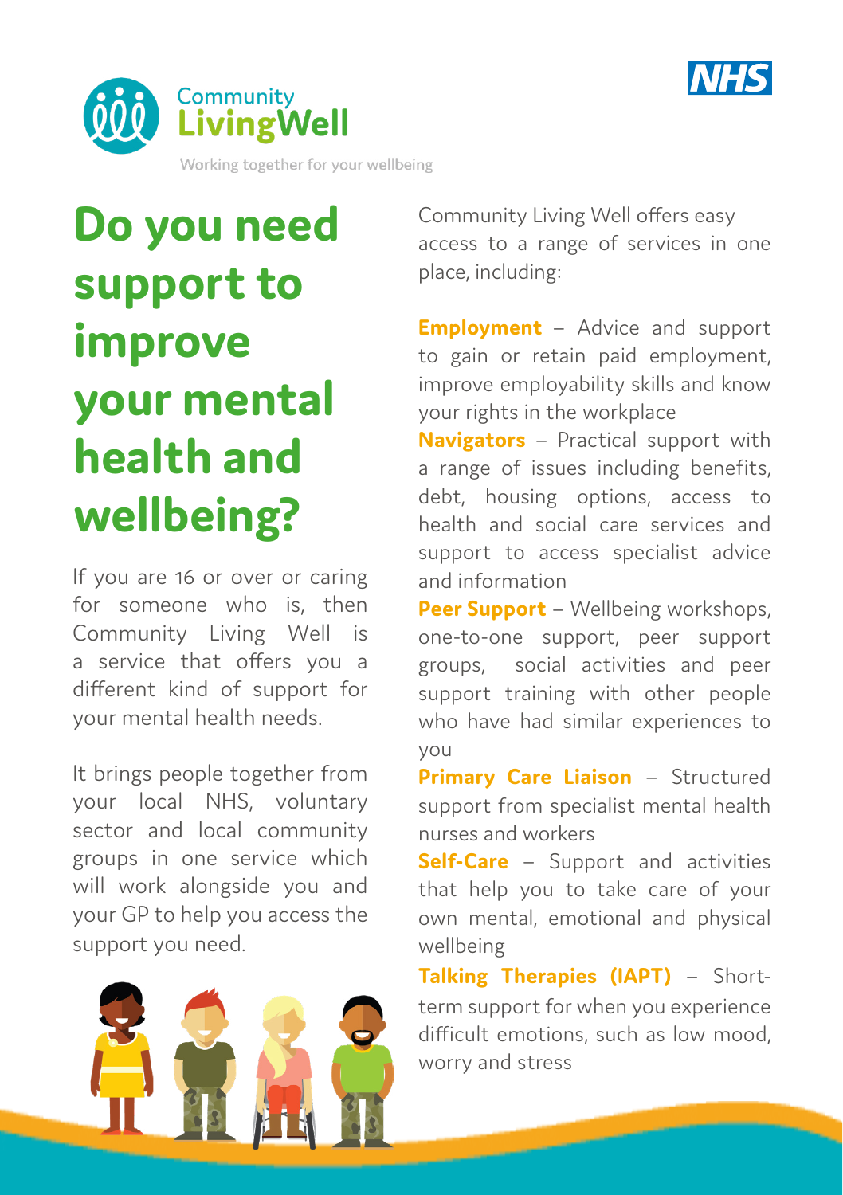Community LivingWell

Working together for your wellbeing

NHS

# Do you need support to improve your mental health and wellbeing?

If you are 16 or over or caring for someone who is, then Community Living Well is a service that offers you a different kind of support for your mental health needs.

It brings people together from your local NHS, voluntary sector and local community groups in one service which will work alongside you and your GP to help you access the support you need.

Community Living Well offers easy access to a range of services in one place, including:

**Employment** – Advice and support to gain or retain paid employment, improve employability skills and know your rights in the workplace

**Navigators** – Practical support with a range of issues including benefits, debt, housing options, access to health and social care services and support to access specialist advice and information

**Peer Support** – Wellbeing workshops, one-to-one support, peer support groups, social activities and peer support training with other people who have had similar experiences to you

**Primary Care Liaison** – Structured support from specialist mental health nurses and workers

**Self-Care** – Support and activities that help you to take care of your own mental, emotional and physical wellbeing

**Talking Therapies (IAPT)** – Short-term support for when you experience difficult emotions, such as low mood, worry and stress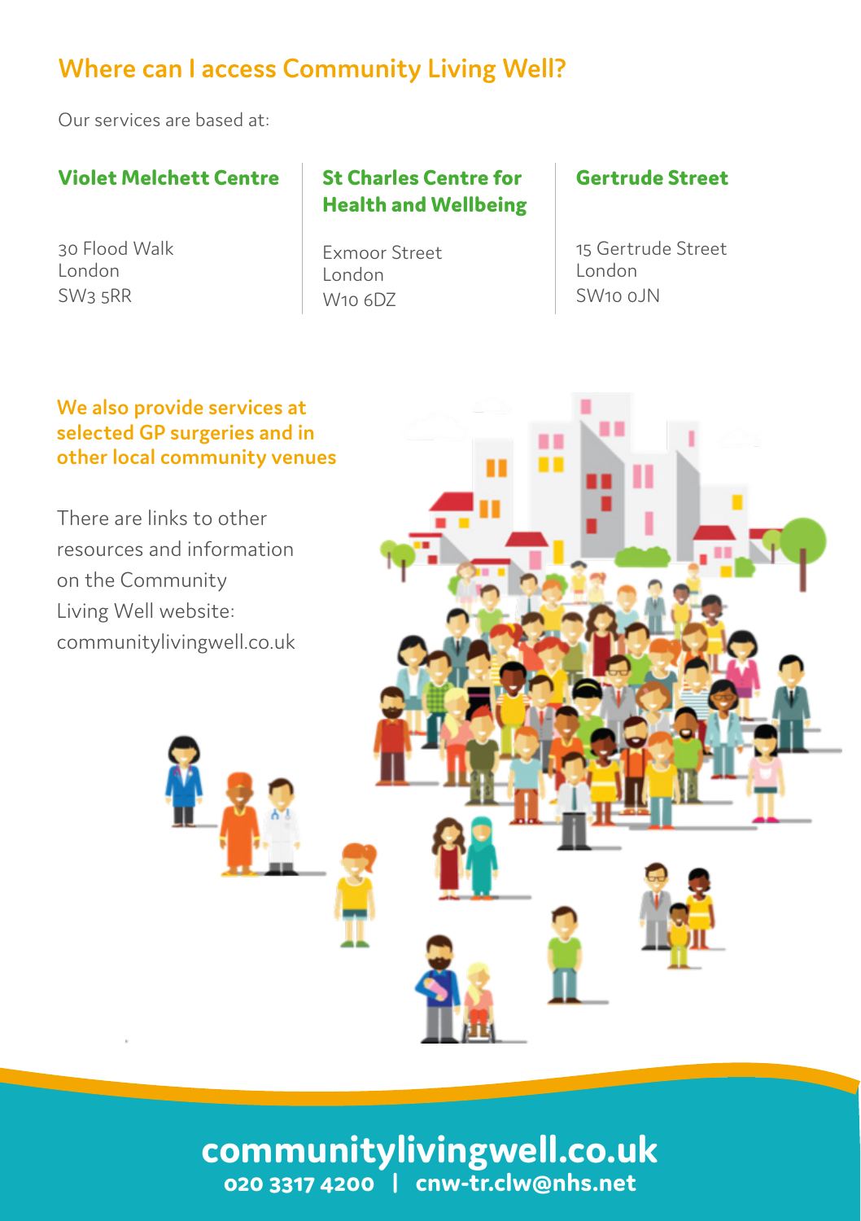## Where can I access Community Living Well?

Our services are based at:

### Violet Melchett Centre

30 Flood Walk
London
SW3 5RR

### St Charles Centre for Health and Wellbeing

Exmoor Street
London
W10 6DZ

### Gertrude Street

15 Gertrude Street
London
SW10 0JN

### We also provide services at selected GP surgeries and in other local community venues

There are links to other resources and information on the Community Living Well website: communitylivingwell.co.uk

**communitylivingwell.co.uk**
**020 3317 4200 | cnw-tr.clw@nhs.net**